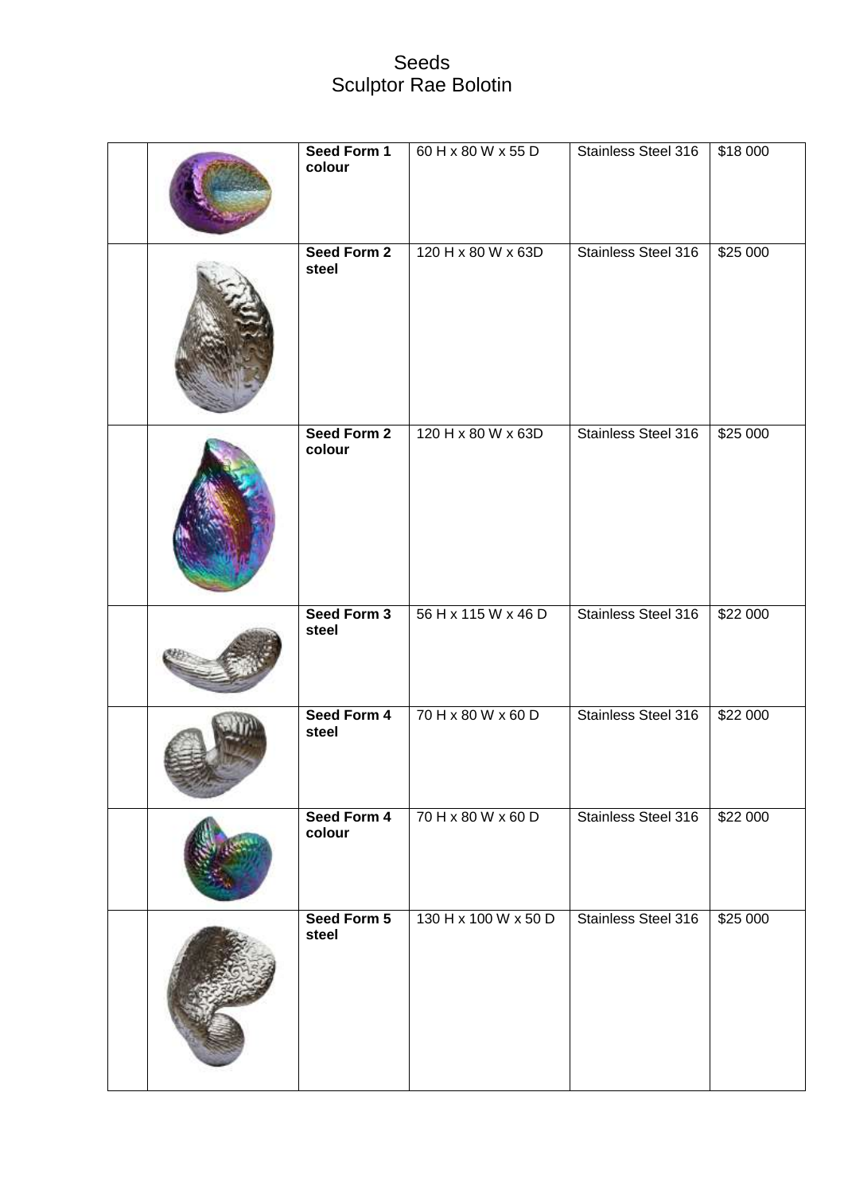# Seeds
# Sculptor Rae Bolotin

| | | | | | |
|---|---|---|---|---|---|
| | | **Seed Form 1 colour** | 60 H x 80 W x 55 D | Stainless Steel 316 | $18 000 |
| | | **Seed Form 2 steel** | 120 H x 80 W x 63D | Stainless Steel 316 | $25 000 |
| | | **Seed Form 2 colour** | 120 H x 80 W x 63D | Stainless Steel 316 | $25 000 |
| | | **Seed Form 3 steel** | 56 H x 115 W x 46 D | Stainless Steel 316 | $22 000 |
| | | **Seed Form 4 steel** | 70 H x 80 W x 60 D | Stainless Steel 316 | $22 000 |
| | | **Seed Form 4 colour** | 70 H x 80 W x 60 D | Stainless Steel 316 | $22 000 |
| | | **Seed Form 5 steel** | 130 H x 100 W x 50 D | Stainless Steel 316 | $25 000 |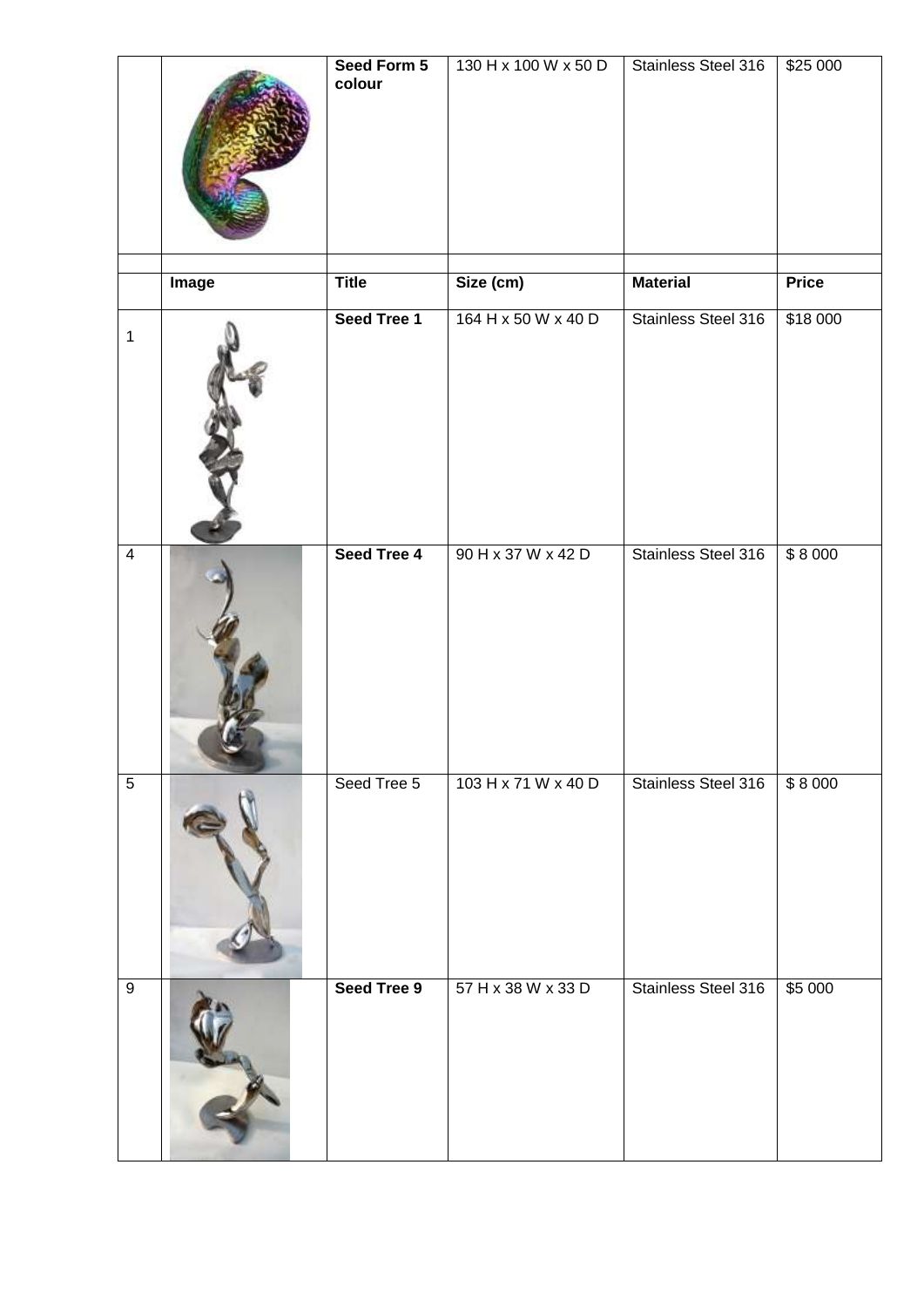| | | **Seed Form 5 colour** | 130 H x 100 W x 50 D | Stainless Steel 316 | $25 000 |
|---|---|---|---|---|---|
| | | | | | |
| | **Image** | **Title** | **Size (cm)** | **Material** | **Price** |
| 1 | | **Seed Tree 1** | 164 H x 50 W x 40 D | Stainless Steel 316 | $18 000 |
| 4 | | **Seed Tree 4** | 90 H x 37 W x 42 D | Stainless Steel 316 | $ 8 000 |
| 5 | | Seed Tree 5 | 103 H x 71 W x 40 D | Stainless Steel 316 | $ 8 000 |
| 9 | | **Seed Tree 9** | 57 H x 38 W x 33 D | Stainless Steel 316 | $5 000 |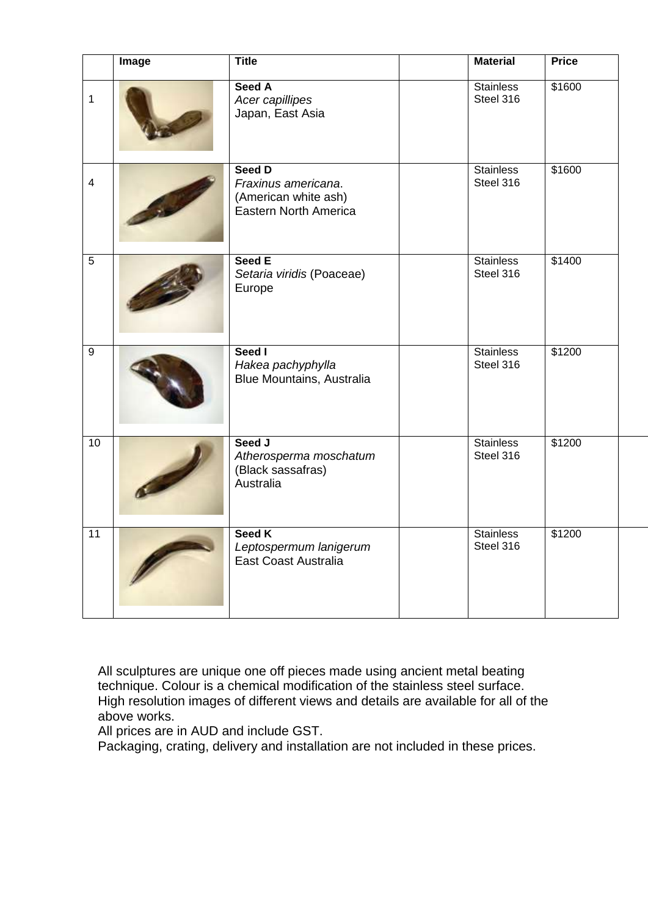| | Image | Title | | Material | Price |
|---|---|---|---|---|---|
| 1 | | **Seed A**<br>*Acer capillipes*<br>Japan, East Asia | | Stainless Steel 316 | $1600 |
| 4 | | **Seed D**<br>*Fraxinus americana*.<br>(American white ash)<br>Eastern North America | | Stainless Steel 316 | $1600 |
| 5 | | **Seed E**<br>*Setaria viridis* (Poaceae)<br>Europe | | Stainless Steel 316 | $1400 |
| 9 | | **Seed I**<br>*Hakea pachyphylla*<br>Blue Mountains, Australia | | Stainless Steel 316 | $1200 |
| 10 | | **Seed J**<br>*Atherosperma moschatum*<br>(Black sassafras)<br>Australia | | Stainless Steel 316 | $1200 |
| 11 | | **Seed K**<br>*Leptospermum lanigerum*<br>East Coast Australia | | Stainless Steel 316 | $1200 |

All sculptures are unique one off pieces made using ancient metal beating technique. Colour is a chemical modification of the stainless steel surface. High resolution images of different views and details are available for all of the above works.
All prices are in AUD and include GST.
Packaging, crating, delivery and installation are not included in these prices.